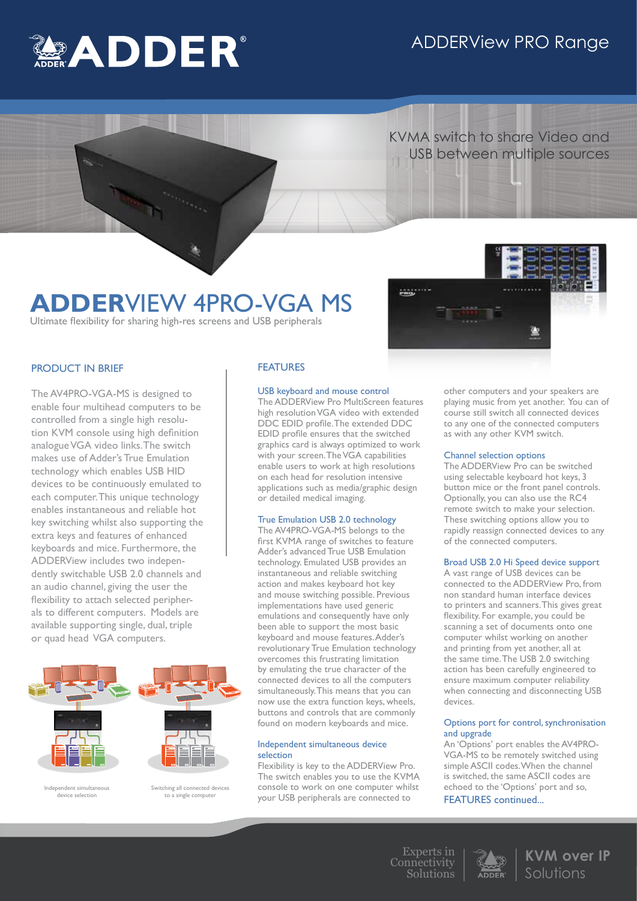ADDER®

ADDERView PRO Range

KVMA switch to share Video and USB between multiple sources

# ADDERVIEW 4PRO-VGA MS

Ultimate flexibility for sharing high-res screens and USB peripherals

## PRODUCT IN BRIEF

The AV4PRO-VGA-MS is designed to enable four multihead computers to be controlled from a single high resolution KVM console using high definition analogue VGA video links. The switch makes use of Adder's True Emulation technology which enables USB HID devices to be continuously emulated to each computer. This unique technology enables instantaneous and reliable hot key switching whilst also supporting the extra keys and features of enhanced keyboards and mice. Furthermore, the ADDERView includes two independently switchable USB 2.0 channels and an audio channel, giving the user the flexibility to attach selected peripherals to different computers. Models are available supporting single, dual, triple or quad head VGA computers.

Independent simultaneous device selection

Switching all connected devices to a single computer

## FEATURES

### USB keyboard and mouse control

The ADDERView Pro MultiScreen features high resolution VGA video with extended DDC EDID profile. The extended DDC EDID profile ensures that the switched graphics card is always optimized to work with your screen. The VGA capabilities enable users to work at high resolutions on each head for resolution intensive applications such as media/graphic design or detailed medical imaging.

### True Emulation USB 2.0 technology

The AV4PRO-VGA-MS belongs to the first KVMA range of switches to feature Adder's advanced True USB Emulation technology. Emulated USB provides an instantaneous and reliable switching action and makes keyboard hot key and mouse switching possible. Previous implementations have used generic emulations and consequently have only been able to support the most basic keyboard and mouse features. Adder's revolutionary True Emulation technology overcomes this frustrating limitation by emulating the true character of the connected devices to all the computers simultaneously. This means that you can now use the extra function keys, wheels, buttons and controls that are commonly found on modern keyboards and mice.

### Independent simultaneous device selection

Flexibility is key to the ADDERView Pro. The switch enables you to use the KVMA console to work on one computer whilst your USB peripherals are connected to other computers and your speakers are playing music from yet another. You can of course still switch all connected devices to any one of the connected computers as with any other KVM switch.

### Channel selection options

The ADDERView Pro can be switched using selectable keyboard hot keys, 3 button mice or the front panel controls. Optionally, you can also use the RC4 remote switch to make your selection. These switching options allow you to rapidly reassign connected devices to any of the connected computers.

### Broad USB 2.0 Hi Speed device support

A vast range of USB devices can be connected to the ADDERView Pro, from non standard human interface devices to printers and scanners. This gives great flexibility. For example, you could be scanning a set of documents onto one computer whilst working on another and printing from yet another, all at the same time. The USB 2.0 switching action has been carefully engineered to ensure maximum computer reliability when connecting and disconnecting USB devices.

### Options port for control, synchronisation and upgrade

An 'Options' port enables the AV4PRO-VGA-MS to be remotely switched using simple ASCII codes. When the channel is switched, the same ASCII codes are echoed to the 'Options' port and so,

FEATURES continued...

Experts in Connectivity Solutions | ADDER | KVM over IP Solutions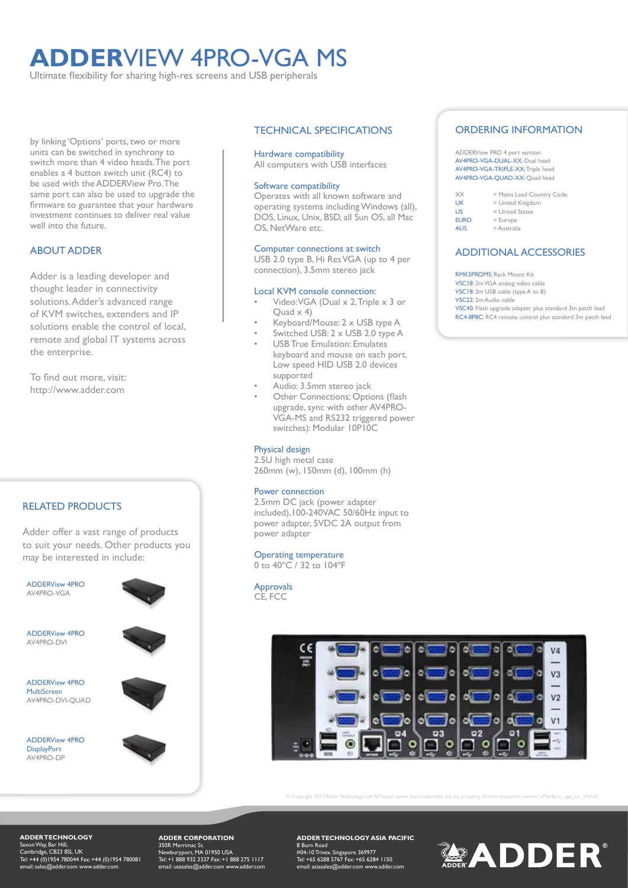# ADDERVIEW 4PRO-VGA MS

Ultimate flexibility for sharing high-res screens and USB peripherals

by linking 'Options' ports, two or more units can be switched in synchrony to switch more than 4 video heads. The port enables a 4 button switch unit (RC4) to be used with the ADDERView Pro. The same port can also be used to upgrade the firmware to guarantee that your hardware investment continues to deliver real value well into the future.

## ABOUT ADDER

Adder is a leading developer and thought leader in connectivity solutions. Adder's advanced range of KVM switches, extenders and IP solutions enable the control of local, remote and global IT systems across the enterprise.

To find out more, visit: http://www.adder.com

## RELATED PRODUCTS

Adder offer a vast range of products to suit your needs. Other products you may be interested in include:

ADDERView 4PRO
AV4PRO-VGA

ADDERView 4PRO
AV4PRO-DVI

ADDERView 4PRO
MultiScreen
AV4PRO-DVI-QUAD

ADDERView 4PRO
DisplayPort
AV4PRO-DP

## TECHNICAL SPECIFICATIONS

### Hardware compatibility
All computers with USB interfaces

### Software compatibility
Operates with all known software and operating systems including Windows (all), DOS, Linux, Unix, BSD, all Sun OS, all Mac OS, NetWare etc.

### Computer connections at switch
USB 2.0 type B, Hi Res VGA (up to 4 per connection), 3.5mm stereo jack

### Local KVM console connection:
- Video: VGA (Dual x 2, Triple x 3 or Quad x 4)
- Keyboard/Mouse: 2 x USB type A
- Switched USB: 2 x USB 2.0 type A
- USB True Emulation: Emulates keyboard and mouse on each port. Low speed HID USB 2.0 devices supported
- Audio: 3.5mm stereo jack
- Other Connections: Options (flash upgrade, sync with other AV4PRO-VGA-MS and RS232 triggered power switches): Modular 10P10C

### Physical design
2.5U high metal case
260mm (w), 150mm (d), 100mm (h)

### Power connection
2.5mm DC jack (power adapter included), 100-240VAC 50/60Hz input to power adapter, 5VDC 2A output from power adapter

### Operating temperature
0 to 40°C / 32 to 104°F

### Approvals
CE, FCC

## ORDERING INFORMATION

ADDERView PRO 4 port version:
AV4PRO-VGA-DUAL-XX: Dual head
AV4PRO-VGA-TRIPLE-XX: Triple head
AV4PRO-VGA-QUAD-XX: Quad head

| | |
|---|---|
| XX | = Mains Lead Country Code: |
| UK | = United Kingdom |
| US | = United States |
| EURO | = Europe |
| AUS | = Australia |

## ADDITIONAL ACCESSORIES

RMK5PROMS: Rack Mount Kit
VSC18: 2m VGA analog video cable
VSC18: 2m USB cable (type A to B)
VSC22: 2m Audio cable
VSC40: Flash upgrade adapter plus standard 3m patch lead
RC4-8P8C: RC4 remote control plus standard 3m patch lead

© Copyright 2012 Adder Technology Ltd. All brand names and trademarks are the property of their respective owners. LMav4pro_vga_ms_v3.indd

**ADDER TECHNOLOGY**
Saxon Way, Bar Hill,
Cambridge, CB23 8SL UK
Tel: +44 (0)1954 780044 Fax: +44 (0)1954 780081
email: sales@adder.com www.adder.com

**ADDER CORPORATION**
350R Merrimac St.
Newburyport, MA 01950 USA
Tel: +1 888 932 3337 Fax: +1 888 275 1117
email: usasales@adder.com www.adder.com

**ADDER TECHNOLOGY ASIA PACIFIC**
8 Burn Road
#04-10 Trivex, Singapore 369977
Tel: +65 6288 5767 Fax: +65 6284 1150
email: asiasales@adder.com www.adder.com